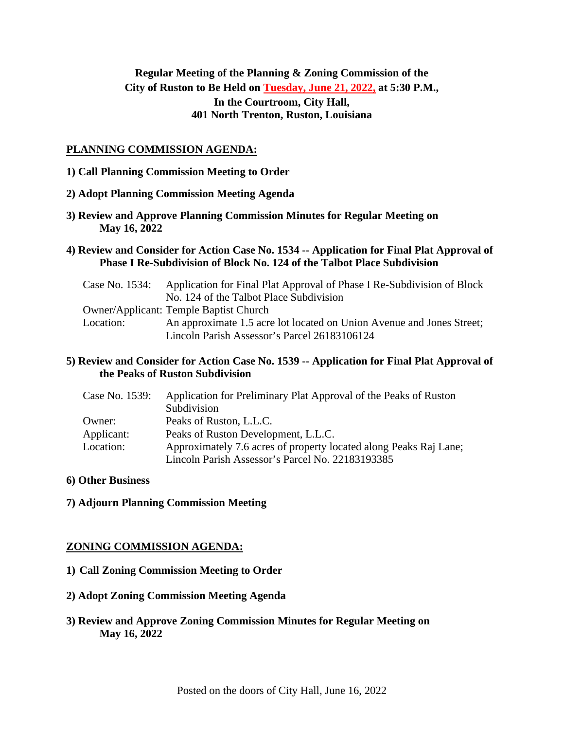**Regular Meeting of the Planning & Zoning Commission of the City of Ruston to Be Held on Tuesday, June 21, 2022, at 5:30 P.M., In the Courtroom, City Hall, 401 North Trenton, Ruston, Louisiana**

## PLANNING COMMISSION AGENDA:

**1) Call Planning Commission Meeting to Order**

**2) Adopt Planning Commission Meeting Agenda**

**3) Review and Approve Planning Commission Minutes for Regular Meeting on May 16, 2022**

**4) Review and Consider for Action Case No. 1534 -- Application for Final Plat Approval of Phase I Re-Subdivision of Block No. 124 of the Talbot Place Subdivision**

Case No. 1534: Application for Final Plat Approval of Phase I Re-Subdivision of Block No. 124 of the Talbot Place Subdivision
Owner/Applicant: Temple Baptist Church
Location: An approximate 1.5 acre lot located on Union Avenue and Jones Street; Lincoln Parish Assessor's Parcel 26183106124

**5) Review and Consider for Action Case No. 1539 -- Application for Final Plat Approval of the Peaks of Ruston Subdivision**

Case No. 1539: Application for Preliminary Plat Approval of the Peaks of Ruston Subdivision
Owner: Peaks of Ruston, L.L.C.
Applicant: Peaks of Ruston Development, L.L.C.
Location: Approximately 7.6 acres of property located along Peaks Raj Lane; Lincoln Parish Assessor's Parcel No. 22183193385

**6) Other Business**

**7) Adjourn Planning Commission Meeting**

## ZONING COMMISSION AGENDA:

**1) Call Zoning Commission Meeting to Order**

**2) Adopt Zoning Commission Meeting Agenda**

**3) Review and Approve Zoning Commission Minutes for Regular Meeting on May 16, 2022**

Posted on the doors of City Hall, June 16, 2022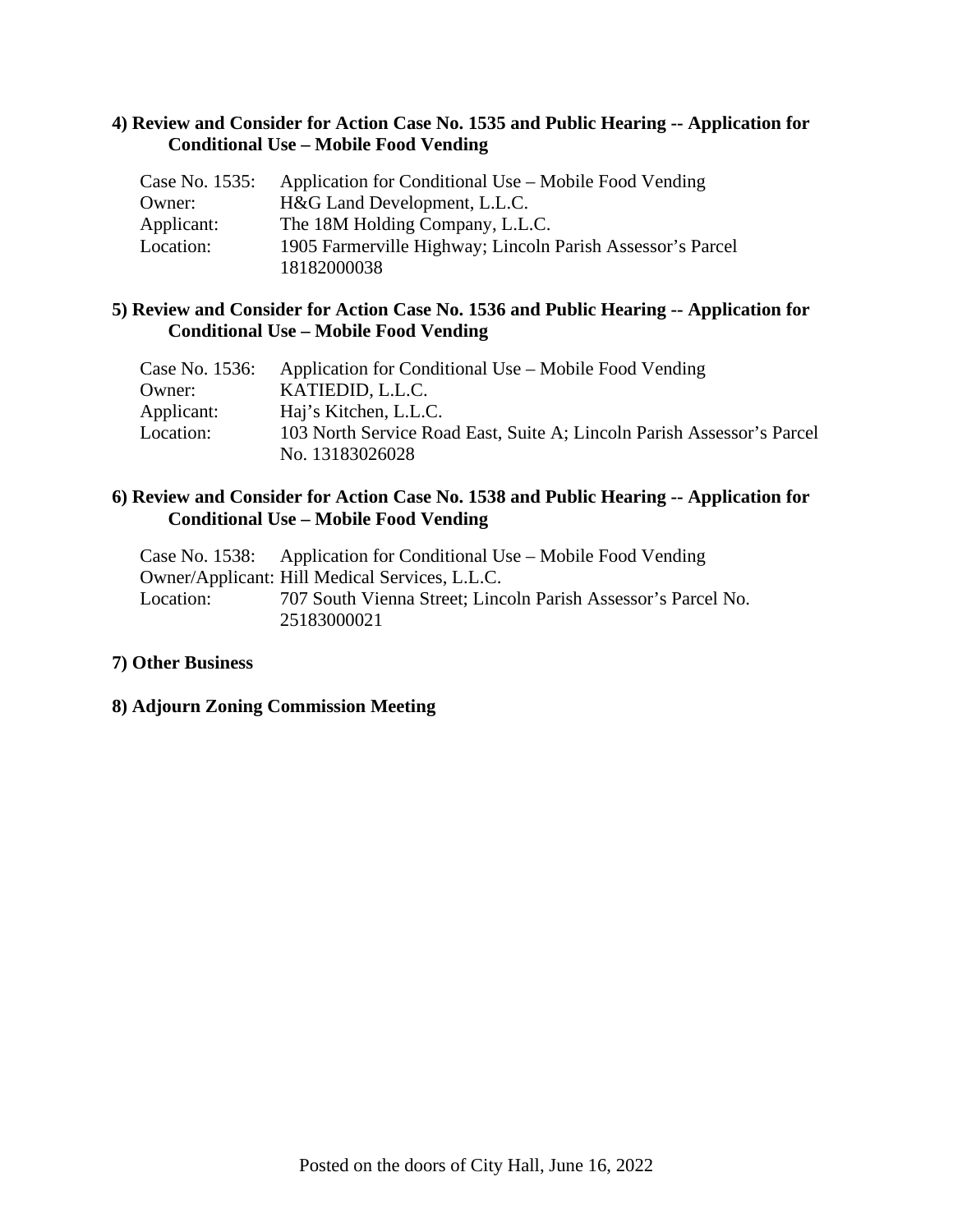**4) Review and Consider for Action Case No. 1535 and Public Hearing -- Application for Conditional Use – Mobile Food Vending**

| | |
|---|---|
| Case No. 1535: | Application for Conditional Use – Mobile Food Vending |
| Owner: | H&G Land Development, L.L.C. |
| Applicant: | The 18M Holding Company, L.L.C. |
| Location: | 1905 Farmerville Highway; Lincoln Parish Assessor's Parcel 18182000038 |

**5) Review and Consider for Action Case No. 1536 and Public Hearing -- Application for Conditional Use – Mobile Food Vending**

| | |
|---|---|
| Case No. 1536: | Application for Conditional Use – Mobile Food Vending |
| Owner: | KATIEDID, L.L.C. |
| Applicant: | Haj's Kitchen, L.L.C. |
| Location: | 103 North Service Road East, Suite A; Lincoln Parish Assessor's Parcel No. 13183026028 |

**6) Review and Consider for Action Case No. 1538 and Public Hearing -- Application for Conditional Use – Mobile Food Vending**

| | |
|---|---|
| Case No. 1538: | Application for Conditional Use – Mobile Food Vending |
| Owner/Applicant: | Hill Medical Services, L.L.C. |
| Location: | 707 South Vienna Street; Lincoln Parish Assessor's Parcel No. 25183000021 |

**7) Other Business**

**8) Adjourn Zoning Commission Meeting**

Posted on the doors of City Hall, June 16, 2022